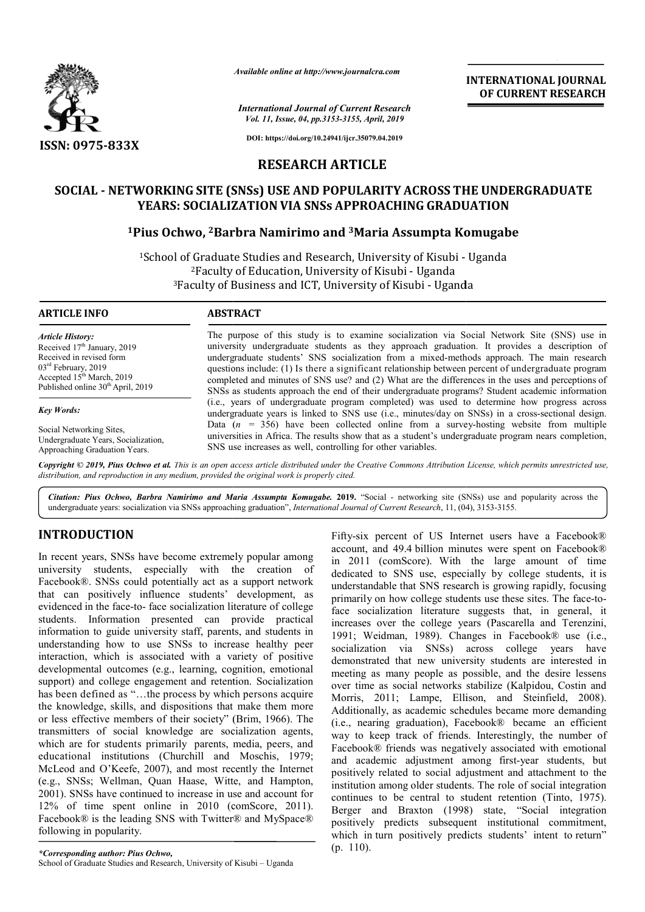*Available online at http://www.journalcra.com*

*International Journal of Current Research*
*Vol. 11, Issue, 04, pp.3153-3155, April, 2019*

**DOI: https://doi.org/10.24941/ijcr.35079.04.2019**

**ISSN: 0975-833X**

**INTERNATIONAL JOURNAL OF CURRENT RESEARCH**

## RESEARCH ARTICLE

# SOCIAL - NETWORKING SITE (SNSs) USE AND POPULARITY ACROSS THE UNDERGRADUATE YEARS: SOCIALIZATION VIA SNSs APPROACHING GRADUATION

**[1]Pius Ochwo, [2]Barbra Namirimo and [3]Maria Assumpta Komugabe**

[1]School of Graduate Studies and Research, University of Kisubi - Uganda
[2]Faculty of Education, University of Kisubi - Uganda
[3]Faculty of Business and ICT, University of Kisubi - Uganda

**ARTICLE INFO**

*Article History:*
Received 17th January, 2019
Received in revised form
03rd February, 2019
Accepted 15th March, 2019
Published online 30th April, 2019

*Key Words:*

Social Networking Sites, Undergraduate Years, Socialization, Approaching Graduation Years.

**ABSTRACT**

The purpose of this study is to examine socialization via Social Network Site (SNS) use in university undergraduate students as they approach graduation. It provides a description of undergraduate students' SNS socialization from a mixed-methods approach. The main research questions include: (1) Is there a significant relationship between percent of undergraduate program completed and minutes of SNS use? and (2) What are the differences in the uses and perceptions of SNSs as students approach the end of their undergraduate programs? Student academic information (i.e., years of undergraduate program completed) was used to determine how progress across undergraduate years is linked to SNS use (i.e., minutes/day on SNSs) in a cross-sectional design. Data ($n$ = 356) have been collected online from a survey-hosting website from multiple universities in Africa. The results show that as a student's undergraduate program nears completion, SNS use increases as well, controlling for other variables.

*Copyright © 2019, Pius Ochwo et al. This is an open access article distributed under the Creative Commons Attribution License, which permits unrestricted use, distribution, and reproduction in any medium, provided the original work is properly cited.*

*Citation: Pius Ochwo, Barbra Namirimo and Maria Assumpta Komugabe.* **2019.** "Social - networking site (SNSs) use and popularity across the undergraduate years: socialization via SNSs approaching graduation", *International Journal of Current Research*, 11, (04), 3153-3155.

## INTRODUCTION

In recent years, SNSs have become extremely popular among university students, especially with the creation of Facebook®. SNSs could potentially act as a support network that can positively influence students' development, as evidenced in the face-to- face socialization literature of college students. Information presented can provide practical information to guide university staff, parents, and students in understanding how to use SNSs to increase healthy peer interaction, which is associated with a variety of positive developmental outcomes (e.g., learning, cognition, emotional support) and college engagement and retention. Socialization has been defined as "…the process by which persons acquire the knowledge, skills, and dispositions that make them more or less effective members of their society" (Brim, 1966). The transmitters of social knowledge are socialization agents, which are for students primarily parents, media, peers, and educational institutions (Churchill and Moschis, 1979; McLeod and O'Keefe, 2007), and most recently the Internet (e.g., SNSs; Wellman, Quan Haase, Witte, and Hampton, 2001). SNSs have continued to increase in use and account for 12% of time spent online in 2010 (comScore, 2011). Facebook® is the leading SNS with Twitter® and MySpace® following in popularity.

Fifty-six percent of US Internet users have a Facebook® account, and 49.4 billion minutes were spent on Facebook® in 2011 (comScore). With the large amount of time dedicated to SNS use, especially by college students, it is understandable that SNS research is growing rapidly, focusing primarily on how college students use these sites. The face-to-face socialization literature suggests that, in general, it increases over the college years (Pascarella and Terenzini, 1991; Weidman, 1989). Changes in Facebook® use (i.e., socialization via SNSs) across college years have demonstrated that new university students are interested in meeting as many people as possible, and the desire lessens over time as social networks stabilize (Kalpidou, Costin and Morris, 2011; Lampe, Ellison, and Steinfield, 2008). Additionally, as academic schedules became more demanding (i.e., nearing graduation), Facebook® became an efficient way to keep track of friends. Interestingly, the number of Facebook® friends was negatively associated with emotional and academic adjustment among first-year students, but positively related to social adjustment and attachment to the institution among older students. The role of social integration continues to be central to student retention (Tinto, 1975). Berger and Braxton (1998) state, "Social integration positively predicts subsequent institutional commitment, which in turn positively predicts students' intent to return" (p. 110).

*\*Corresponding author: Pius Ochwo,*
School of Graduate Studies and Research, University of Kisubi – Uganda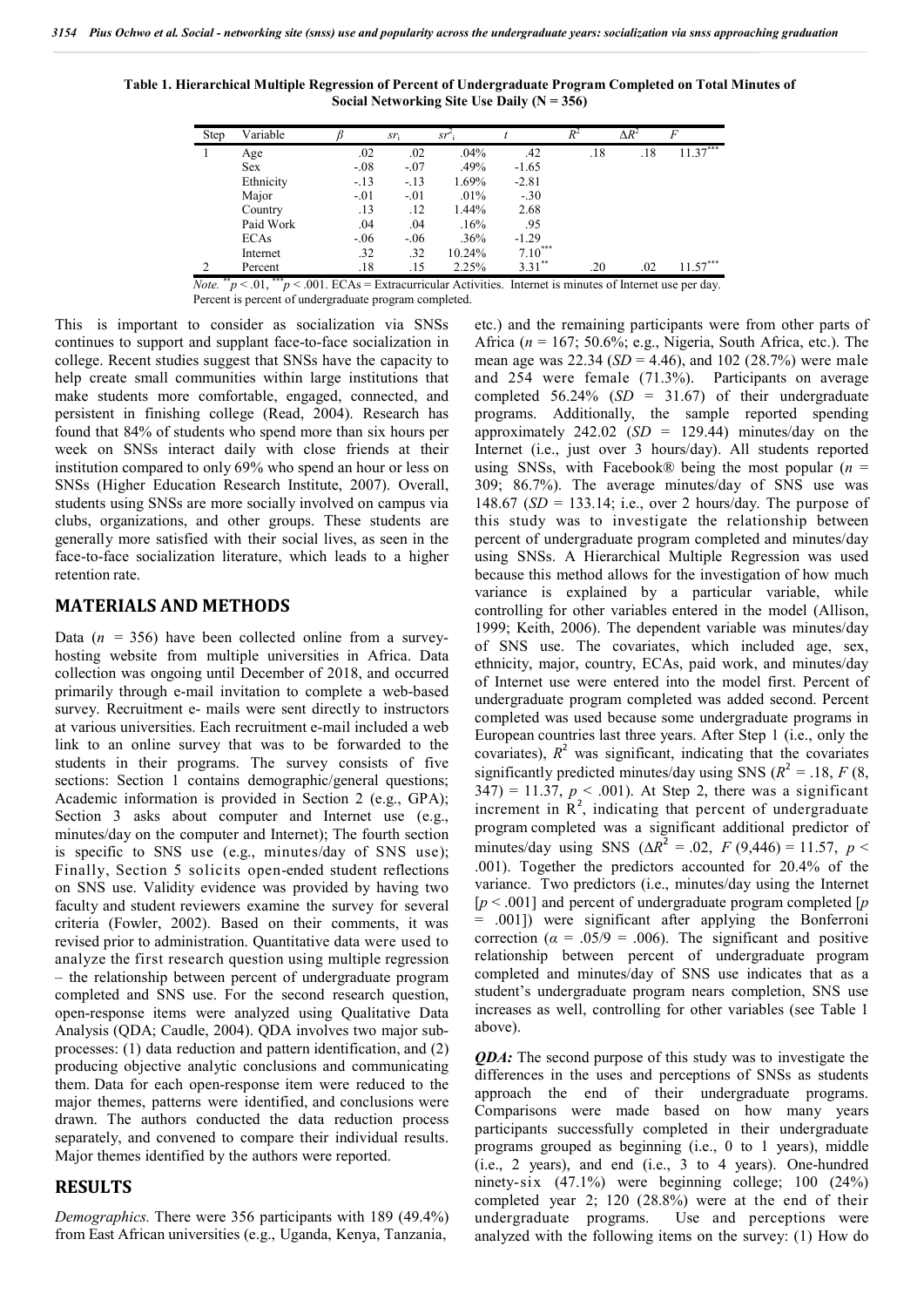**Table 1. Hierarchical Multiple Regression of Percent of Undergraduate Program Completed on Total Minutes of Social Networking Site Use Daily (N = 356)**

| Step | Variable | $\beta$ | $sr_i$ | $sr^2_i$ | $t$ | $R^2$ | $\Delta R^2$ | $F$ |
|---|---|---|---|---|---|---|---|---|
| 1 | Age | .02 | .02 | .04% | .42 | .18 | .18 | $11.37^{***}$ |
| | Sex | -.08 | -.07 | .49% | -1.65 | | | |
| | Ethnicity | -.13 | -.13 | 1.69% | -2.81 | | | |
| | Major | -.01 | -.01 | .01% | -.30 | | | |
| | Country | .13 | .12 | 1.44% | 2.68 | | | |
| | Paid Work | .04 | .04 | .16% | .95 | | | |
| | ECAs | -.06 | -.06 | .36% | -1.29 | | | |
| | Internet | .32 | .32 | 10.24% | $7.10^{***}$ | | | |
| 2 | Percent | .18 | .15 | 2.25% | $3.31^{**}$ | .20 | .02 | $11.57^{***}$ |

*Note.* $^{**}p < .01$, $^{***}p < .001$. ECAs = Extracurricular Activities. Internet is minutes of Internet use per day. Percent is percent of undergraduate program completed.

This is important to consider as socialization via SNSs continues to support and supplant face-to-face socialization in college. Recent studies suggest that SNSs have the capacity to help create small communities within large institutions that make students more comfortable, engaged, connected, and persistent in finishing college (Read, 2004). Research has found that 84% of students who spend more than six hours per week on SNSs interact daily with close friends at their institution compared to only 69% who spend an hour or less on SNSs (Higher Education Research Institute, 2007). Overall, students using SNSs are more socially involved on campus via clubs, organizations, and other groups. These students are generally more satisfied with their social lives, as seen in the face-to-face socialization literature, which leads to a higher retention rate.

## MATERIALS AND METHODS

Data ($n$ = 356) have been collected online from a survey-hosting website from multiple universities in Africa. Data collection was ongoing until December of 2018, and occurred primarily through e-mail invitation to complete a web-based survey. Recruitment e- mails were sent directly to instructors at various universities. Each recruitment e-mail included a web link to an online survey that was to be forwarded to the students in their programs. The survey consists of five sections: Section 1 contains demographic/general questions; Academic information is provided in Section 2 (e.g., GPA); Section 3 asks about computer and Internet use (e.g., minutes/day on the computer and Internet); The fourth section is specific to SNS use (e.g., minutes/day of SNS use); Finally, Section 5 solicits open-ended student reflections on SNS use. Validity evidence was provided by having two faculty and student reviewers examine the survey for several criteria (Fowler, 2002). Based on their comments, it was revised prior to administration. Quantitative data were used to analyze the first research question using multiple regression – the relationship between percent of undergraduate program completed and SNS use. For the second research question, open-response items were analyzed using Qualitative Data Analysis (QDA; Caudle, 2004). QDA involves two major sub-processes: (1) data reduction and pattern identification, and (2) producing objective analytic conclusions and communicating them. Data for each open-response item were reduced to the major themes, patterns were identified, and conclusions were drawn. The authors conducted the data reduction process separately, and convened to compare their individual results. Major themes identified by the authors were reported.

## RESULTS

*Demographics.* There were 356 participants with 189 (49.4%) from East African universities (e.g., Uganda, Kenya, Tanzania, etc.) and the remaining participants were from other parts of Africa ($n$ = 167; 50.6%; e.g., Nigeria, South Africa, etc.). The mean age was 22.34 ($SD$ = 4.46), and 102 (28.7%) were male and 254 were female (71.3%). Participants on average completed 56.24% ($SD$ = 31.67) of their undergraduate programs. Additionally, the sample reported spending approximately 242.02 ($SD$ = 129.44) minutes/day on the Internet (i.e., just over 3 hours/day). All students reported using SNSs, with Facebook® being the most popular ($n$ = 309; 86.7%). The average minutes/day of SNS use was 148.67 ($SD$ = 133.14; i.e., over 2 hours/day. The purpose of this study was to investigate the relationship between percent of undergraduate program completed and minutes/day using SNSs. A Hierarchical Multiple Regression was used because this method allows for the investigation of how much variance is explained by a particular variable, while controlling for other variables entered in the model (Allison, 1999; Keith, 2006). The dependent variable was minutes/day of SNS use. The covariates, which included age, sex, ethnicity, major, country, ECAs, paid work, and minutes/day of Internet use were entered into the model first. Percent of undergraduate program completed was added second. Percent completed was used because some undergraduate programs in European countries last three years. After Step 1 (i.e., only the covariates), $R^2$ was significant, indicating that the covariates significantly predicted minutes/day using SNS ($R^2$ = .18, $F$ (8, 347) = 11.37, $p$ < .001). At Step 2, there was a significant increment in $R^2$, indicating that percent of undergraduate program completed was a significant additional predictor of minutes/day using SNS ($\Delta R^2$ = .02, $F$ (9,446) = 11.57, $p$ < .001). Together the predictors accounted for 20.4% of the variance. Two predictors (i.e., minutes/day using the Internet [$p$ < .001] and percent of undergraduate program completed [$p$ = .001]) were significant after applying the Bonferroni correction ($\alpha$ = .05/9 = .006). The significant and positive relationship between percent of undergraduate program completed and minutes/day of SNS use indicates that as a student's undergraduate program nears completion, SNS use increases as well, controlling for other variables (see Table 1 above).

***QDA:*** The second purpose of this study was to investigate the differences in the uses and perceptions of SNSs as students approach the end of their undergraduate programs. Comparisons were made based on how many years participants successfully completed in their undergraduate programs grouped as beginning (i.e., 0 to 1 years), middle (i.e., 2 years), and end (i.e., 3 to 4 years). One-hundred ninety-six (47.1%) were beginning college; 100 (24%) completed year 2; 120 (28.8%) were at the end of their undergraduate programs. Use and perceptions were analyzed with the following items on the survey: (1) How do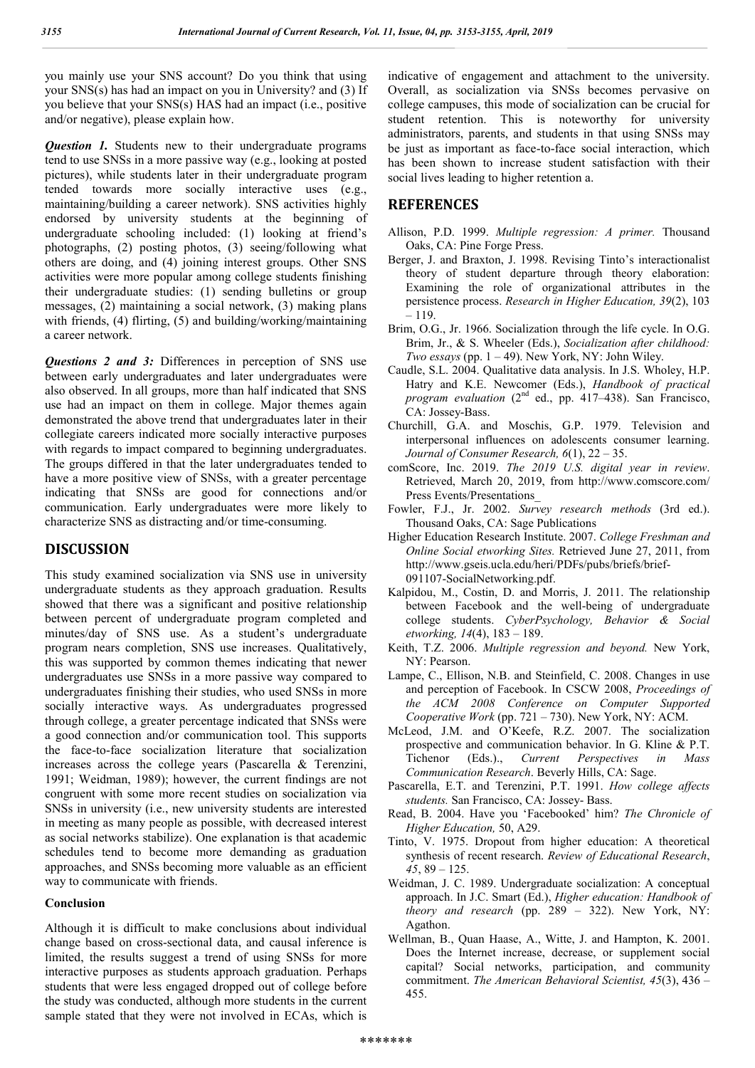you mainly use your SNS account? Do you think that using your SNS(s) has had an impact on you in University? and (3) If you believe that your SNS(s) HAS had an impact (i.e., positive and/or negative), please explain how.

***Question 1.*** Students new to their undergraduate programs tend to use SNSs in a more passive way (e.g., looking at posted pictures), while students later in their undergraduate program tended towards more socially interactive uses (e.g., maintaining/building a career network). SNS activities highly endorsed by university students at the beginning of undergraduate schooling included: (1) looking at friend's photographs, (2) posting photos, (3) seeing/following what others are doing, and (4) joining interest groups. Other SNS activities were more popular among college students finishing their undergraduate studies: (1) sending bulletins or group messages, (2) maintaining a social network, (3) making plans with friends, (4) flirting, (5) and building/working/maintaining a career network.

***Questions 2 and 3:*** Differences in perception of SNS use between early undergraduates and later undergraduates were also observed. In all groups, more than half indicated that SNS use had an impact on them in college. Major themes again demonstrated the above trend that undergraduates later in their collegiate careers indicated more socially interactive purposes with regards to impact compared to beginning undergraduates. The groups differed in that the later undergraduates tended to have a more positive view of SNSs, with a greater percentage indicating that SNSs are good for connections and/or communication. Early undergraduates were more likely to characterize SNS as distracting and/or time-consuming.

## DISCUSSION

This study examined socialization via SNS use in university undergraduate students as they approach graduation. Results showed that there was a significant and positive relationship between percent of undergraduate program completed and minutes/day of SNS use. As a student's undergraduate program nears completion, SNS use increases. Qualitatively, this was supported by common themes indicating that newer undergraduates use SNSs in a more passive way compared to undergraduates finishing their studies, who used SNSs in more socially interactive ways. As undergraduates progressed through college, a greater percentage indicated that SNSs were a good connection and/or communication tool. This supports the face-to-face socialization literature that socialization increases across the college years (Pascarella & Terenzini, 1991; Weidman, 1989); however, the current findings are not congruent with some more recent studies on socialization via SNSs in university (i.e., new university students are interested in meeting as many people as possible, with decreased interest as social networks stabilize). One explanation is that academic schedules tend to become more demanding as graduation approaches, and SNSs becoming more valuable as an efficient way to communicate with friends.

### Conclusion

Although it is difficult to make conclusions about individual change based on cross-sectional data, and causal inference is limited, the results suggest a trend of using SNSs for more interactive purposes as students approach graduation. Perhaps students that were less engaged dropped out of college before the study was conducted, although more students in the current sample stated that they were not involved in ECAs, which is indicative of engagement and attachment to the university. Overall, as socialization via SNSs becomes pervasive on college campuses, this mode of socialization can be crucial for student retention. This is noteworthy for university administrators, parents, and students in that using SNSs may be just as important as face-to-face social interaction, which has been shown to increase student satisfaction with their social lives leading to higher retention a.

## REFERENCES

Allison, P.D. 1999. *Multiple regression: A primer.* Thousand Oaks, CA: Pine Forge Press.

Berger, J. and Braxton, J. 1998. Revising Tinto's interactionalist theory of student departure through theory elaboration: Examining the role of organizational attributes in the persistence process. *Research in Higher Education, 39*(2), 103 – 119.

Brim, O.G., Jr. 1966. Socialization through the life cycle. In O.G. Brim, Jr., & S. Wheeler (Eds.), *Socialization after childhood: Two essays* (pp. 1 – 49). New York, NY: John Wiley.

Caudle, S.L. 2004. Qualitative data analysis. In J.S. Wholey, H.P. Hatry and K.E. Newcomer (Eds.), *Handbook of practical program evaluation* (2nd ed., pp. 417–438). San Francisco, CA: Jossey-Bass.

Churchill, G.A. and Moschis, G.P. 1979. Television and interpersonal influences on adolescents consumer learning. *Journal of Consumer Research, 6*(1), 22 – 35.

comScore, Inc. 2019. *The 2019 U.S. digital year in review*. Retrieved, March 20, 2019, from http://www.comscore.com/Press Events/Presentations_

Fowler, F.J., Jr. 2002. *Survey research methods* (3rd ed.). Thousand Oaks, CA: Sage Publications

Higher Education Research Institute. 2007. *College Freshman and Online Social etworking Sites.* Retrieved June 27, 2011, from http://www.gseis.ucla.edu/heri/PDFs/pubs/briefs/brief-091107-SocialNetworking.pdf.

Kalpidou, M., Costin, D. and Morris, J. 2011. The relationship between Facebook and the well-being of undergraduate college students. *CyberPsychology, Behavior & Social etworking, 14*(4), 183 – 189.

Keith, T.Z. 2006. *Multiple regression and beyond.* New York, NY: Pearson.

Lampe, C., Ellison, N.B. and Steinfield, C. 2008. Changes in use and perception of Facebook. In CSCW 2008, *Proceedings of the ACM 2008 Conference on Computer Supported Cooperative Work* (pp. 721 – 730). New York, NY: ACM.

McLeod, J.M. and O'Keefe, R.Z. 2007. The socialization prospective and communication behavior. In G. Kline & P.T. Tichenor (Eds.)., *Current Perspectives in Mass Communication Research*. Beverly Hills, CA: Sage.

Pascarella, E.T. and Terenzini, P.T. 1991. *How college affects students.* San Francisco, CA: Jossey- Bass.

Read, B. 2004. Have you 'Facebooked' him? *The Chronicle of Higher Education,* 50, A29.

Tinto, V. 1975. Dropout from higher education: A theoretical synthesis of recent research. *Review of Educational Research*, *45*, 89 – 125.

Weidman, J. C. 1989. Undergraduate socialization: A conceptual approach. In J.C. Smart (Ed.), *Higher education: Handbook of theory and research* (pp. 289 – 322). New York, NY: Agathon.

Wellman, B., Quan Haase, A., Witte, J. and Hampton, K. 2001. Does the Internet increase, decrease, or supplement social capital? Social networks, participation, and community commitment. *The American Behavioral Scientist, 45*(3), 436 – 455.

*******